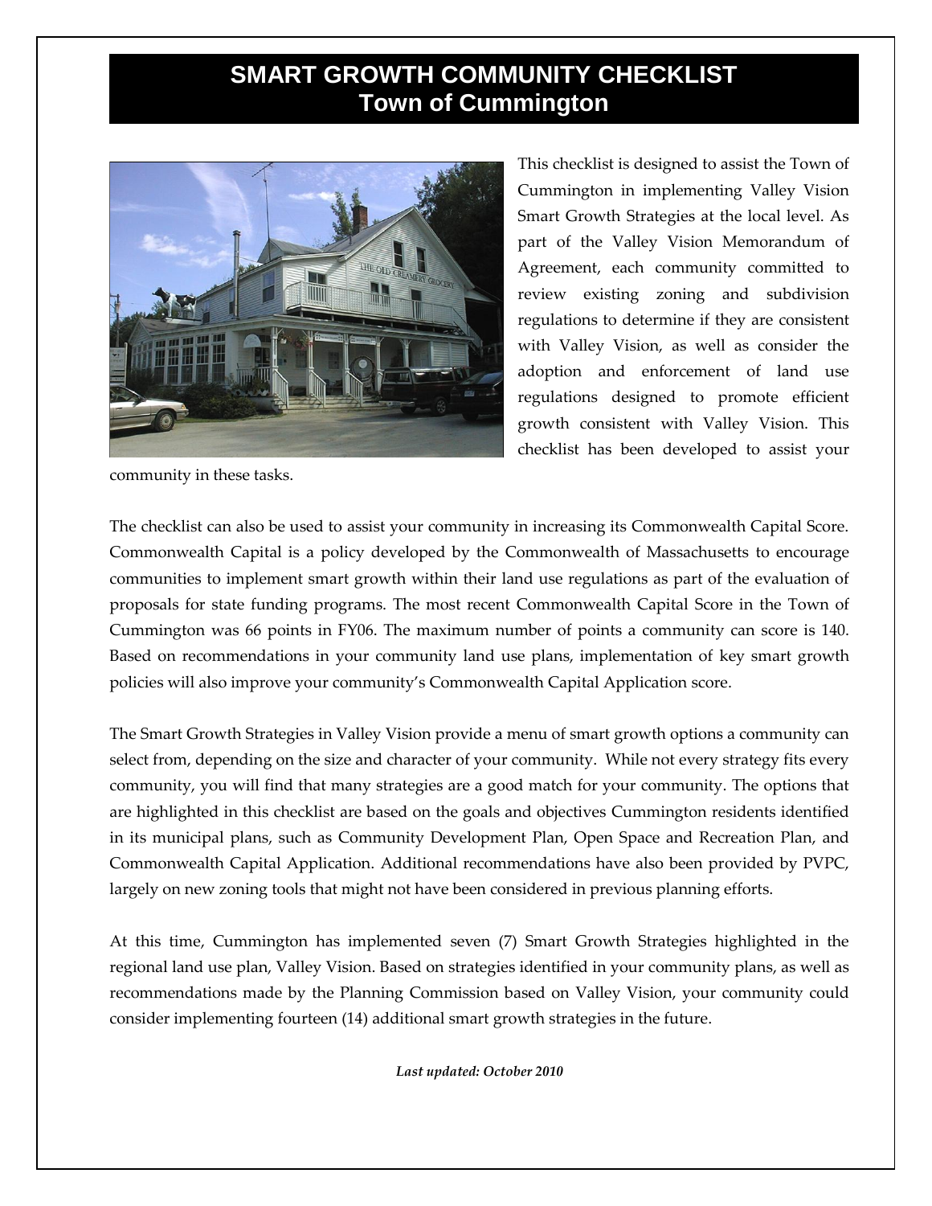# SMART GROWTH COMMUNITY CHECKLIST
## Town of Cummington

This checklist is designed to assist the Town of Cummington in implementing Valley Vision Smart Growth Strategies at the local level. As part of the Valley Vision Memorandum of Agreement, each community committed to review existing zoning and subdivision regulations to determine if they are consistent with Valley Vision, as well as consider the adoption and enforcement of land use regulations designed to promote efficient growth consistent with Valley Vision. This checklist has been developed to assist your community in these tasks.

The checklist can also be used to assist your community in increasing its Commonwealth Capital Score. Commonwealth Capital is a policy developed by the Commonwealth of Massachusetts to encourage communities to implement smart growth within their land use regulations as part of the evaluation of proposals for state funding programs. The most recent Commonwealth Capital Score in the Town of Cummington was 66 points in FY06. The maximum number of points a community can score is 140. Based on recommendations in your community land use plans, implementation of key smart growth policies will also improve your community's Commonwealth Capital Application score.

The Smart Growth Strategies in Valley Vision provide a menu of smart growth options a community can select from, depending on the size and character of your community. While not every strategy fits every community, you will find that many strategies are a good match for your community. The options that are highlighted in this checklist are based on the goals and objectives Cummington residents identified in its municipal plans, such as Community Development Plan, Open Space and Recreation Plan, and Commonwealth Capital Application. Additional recommendations have also been provided by PVPC, largely on new zoning tools that might not have been considered in previous planning efforts.

At this time, Cummington has implemented seven (7) Smart Growth Strategies highlighted in the regional land use plan, Valley Vision. Based on strategies identified in your community plans, as well as recommendations made by the Planning Commission based on Valley Vision, your community could consider implementing fourteen (14) additional smart growth strategies in the future.

***Last updated: October 2010***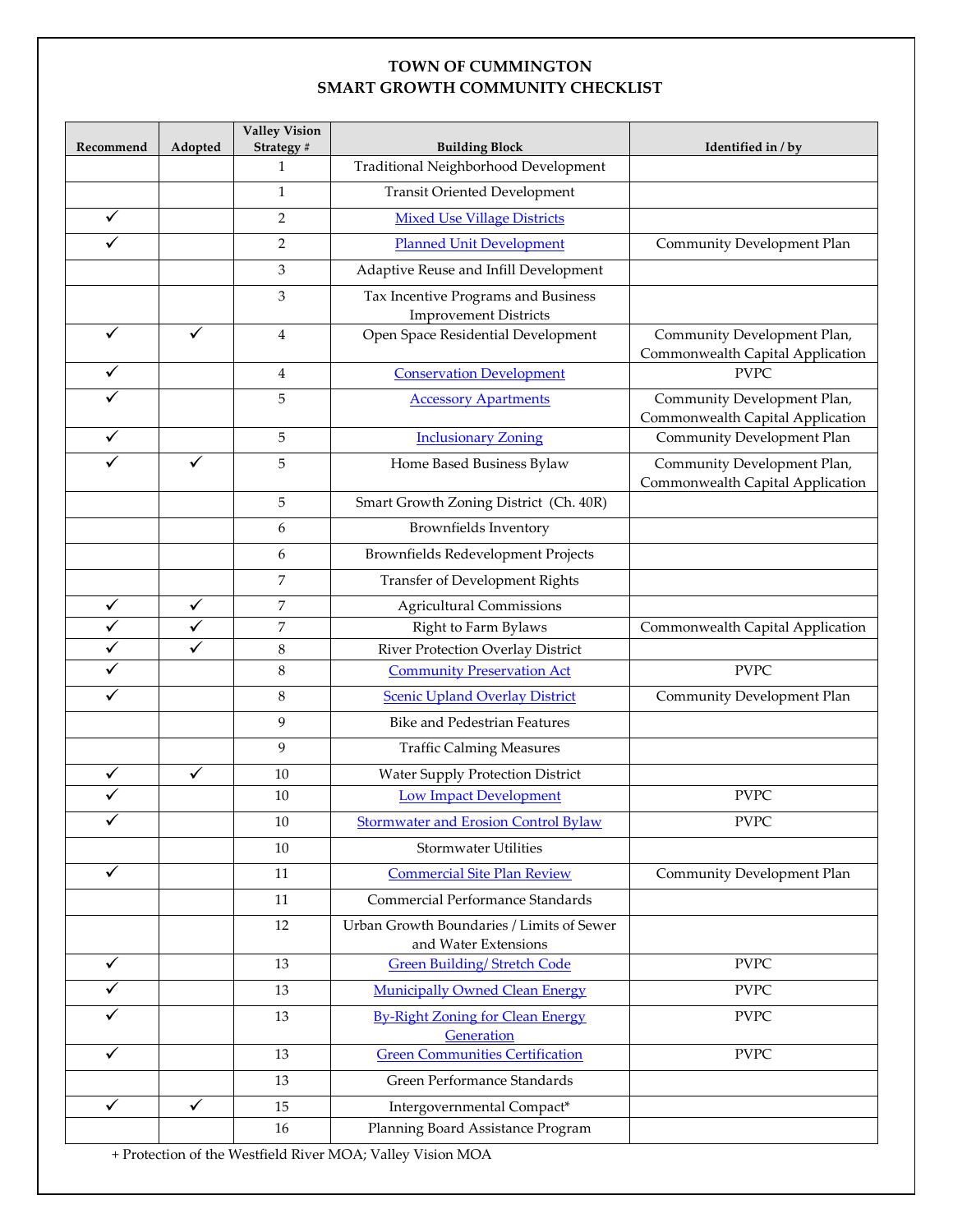# TOWN OF CUMMINGTON
## SMART GROWTH COMMUNITY CHECKLIST

| Recommend | Adopted | Valley Vision Strategy # | Building Block | Identified in / by |
|---|---|---|---|---|
| | | 1 | Traditional Neighborhood Development | |
| | | 1 | Transit Oriented Development | |
| ✓ | | 2 | Mixed Use Village Districts | |
| ✓ | | 2 | Planned Unit Development | Community Development Plan |
| | | 3 | Adaptive Reuse and Infill Development | |
| | | 3 | Tax Incentive Programs and Business Improvement Districts | |
| ✓ | ✓ | 4 | Open Space Residential Development | Community Development Plan, Commonwealth Capital Application |
| ✓ | | 4 | Conservation Development | PVPC |
| ✓ | | 5 | Accessory Apartments | Community Development Plan, Commonwealth Capital Application |
| ✓ | | 5 | Inclusionary Zoning | Community Development Plan |
| ✓ | ✓ | 5 | Home Based Business Bylaw | Community Development Plan, Commonwealth Capital Application |
| | | 5 | Smart Growth Zoning District (Ch. 40R) | |
| | | 6 | Brownfields Inventory | |
| | | 6 | Brownfields Redevelopment Projects | |
| | | 7 | Transfer of Development Rights | |
| ✓ | ✓ | 7 | Agricultural Commissions | |
| ✓ | ✓ | 7 | Right to Farm Bylaws | Commonwealth Capital Application |
| ✓ | ✓ | 8 | River Protection Overlay District | |
| ✓ | | 8 | Community Preservation Act | PVPC |
| ✓ | | 8 | Scenic Upland Overlay District | Community Development Plan |
| | | 9 | Bike and Pedestrian Features | |
| | | 9 | Traffic Calming Measures | |
| ✓ | ✓ | 10 | Water Supply Protection District | |
| ✓ | | 10 | Low Impact Development | PVPC |
| ✓ | | 10 | Stormwater and Erosion Control Bylaw | PVPC |
| | | 10 | Stormwater Utilities | |
| ✓ | | 11 | Commercial Site Plan Review | Community Development Plan |
| | | 11 | Commercial Performance Standards | |
| | | 12 | Urban Growth Boundaries / Limits of Sewer and Water Extensions | |
| ✓ | | 13 | Green Building/ Stretch Code | PVPC |
| ✓ | | 13 | Municipally Owned Clean Energy | PVPC |
| ✓ | | 13 | By-Right Zoning for Clean Energy Generation | PVPC |
| ✓ | | 13 | Green Communities Certification | PVPC |
| | | 13 | Green Performance Standards | |
| ✓ | ✓ | 15 | Intergovernmental Compact* | |
| | | 16 | Planning Board Assistance Program | |

+ Protection of the Westfield River MOA; Valley Vision MOA